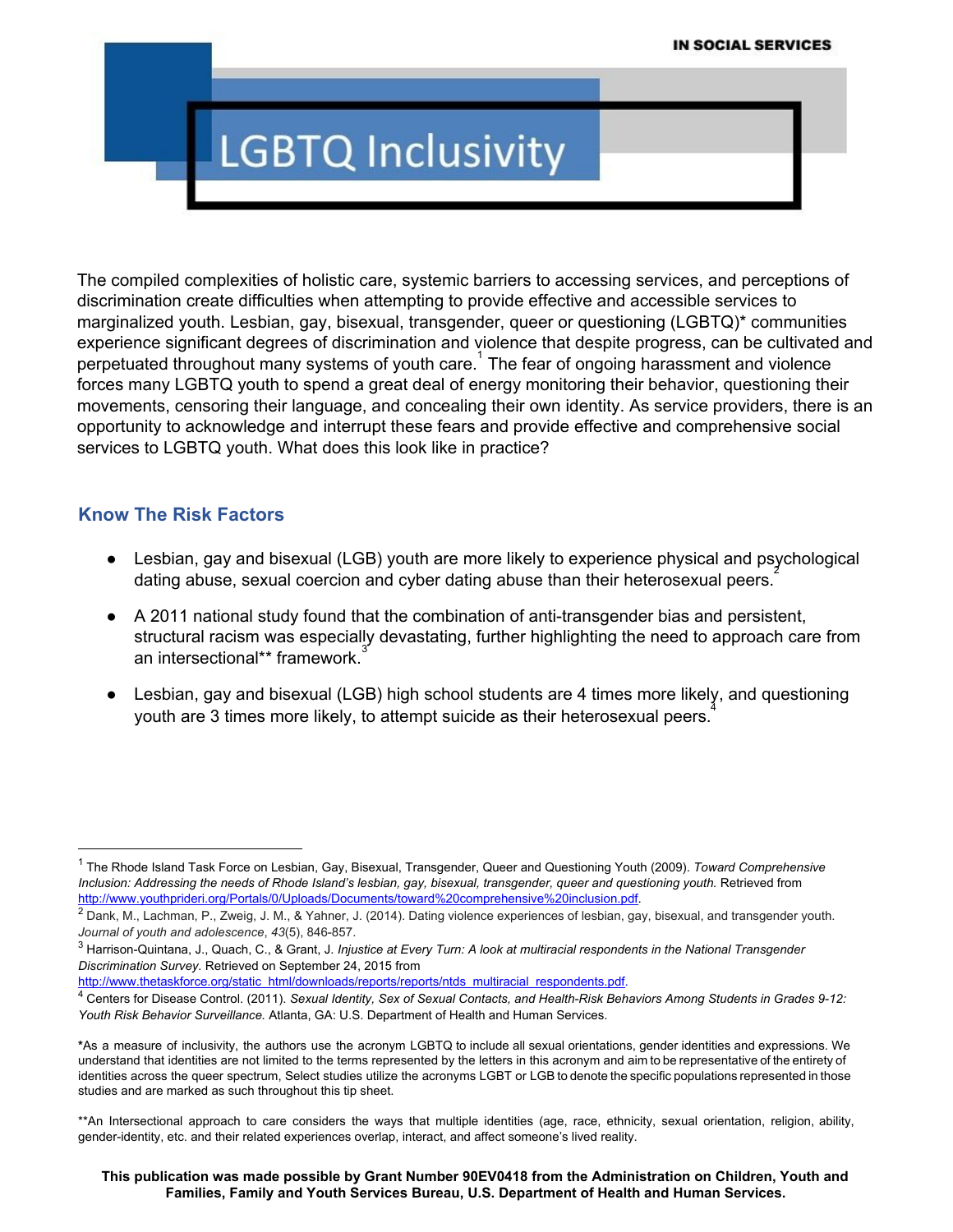# LGBTQ Inclusivity

The compiled complexities of holistic care, systemic barriers to accessing services, and perceptions of discrimination create difficulties when attempting to provide effective and accessible services to marginalized youth. Lesbian, gay, bisexual, transgender, queer or questioning (LGBTQ)* communities experience significant degrees of discrimination and violence that despite progress, can be cultivated and perpetuated throughout many systems of youth care.[1] The fear of ongoing harassment and violence forces many LGBTQ youth to spend a great deal of energy monitoring their behavior, questioning their movements, censoring their language, and concealing their own identity. As service providers, there is an opportunity to acknowledge and interrupt these fears and provide effective and comprehensive social services to LGBTQ youth. What does this look like in practice?

## Know The Risk Factors

- Lesbian, gay and bisexual (LGB) youth are more likely to experience physical and psychological dating abuse, sexual coercion and cyber dating abuse than their heterosexual peers.[2]
- A 2011 national study found that the combination of anti-transgender bias and persistent, structural racism was especially devastating, further highlighting the need to approach care from an intersectional** framework.[3]
- Lesbian, gay and bisexual (LGB) high school students are 4 times more likely, and questioning youth are 3 times more likely, to attempt suicide as their heterosexual peers.[4]

---

[1] The Rhode Island Task Force on Lesbian, Gay, Bisexual, Transgender, Queer and Questioning Youth (2009). *Toward Comprehensive Inclusion: Addressing the needs of Rhode Island's lesbian, gay, bisexual, transgender, queer and questioning youth.* Retrieved from http://www.youthprideri.org/Portals/0/Uploads/Documents/toward%20comprehensive%20inclusion.pdf.

[2] Dank, M., Lachman, P., Zweig, J. M., & Yahner, J. (2014). Dating violence experiences of lesbian, gay, bisexual, and transgender youth. *Journal of youth and adolescence*, *43*(5), 846-857.

[3] Harrison-Quintana, J., Quach, C., & Grant, J. *Injustice at Every Turn: A look at multiracial respondents in the National Transgender Discrimination Survey.* Retrieved on September 24, 2015 from http://www.thetaskforce.org/static_html/downloads/reports/reports/ntds_multiracial_respondents.pdf.

[4] Centers for Disease Control. (2011). *Sexual Identity, Sex of Sexual Contacts, and Health-Risk Behaviors Among Students in Grades 9-12: Youth Risk Behavior Surveillance.* Atlanta, GA: U.S. Department of Health and Human Services.

*As a measure of inclusivity, the authors use the acronym LGBTQ to include all sexual orientations, gender identities and expressions. We understand that identities are not limited to the terms represented by the letters in this acronym and aim to be representative of the entirety of identities across the queer spectrum, Select studies utilize the acronyms LGBT or LGB to denote the specific populations represented in those studies and are marked as such throughout this tip sheet.

**An Intersectional approach to care considers the ways that multiple identities (age, race, ethnicity, sexual orientation, religion, ability, gender-identity, etc. and their related experiences overlap, interact, and affect someone's lived reality.

**This publication was made possible by Grant Number 90EV0418 from the Administration on Children, Youth and Families, Family and Youth Services Bureau, U.S. Department of Health and Human Services.**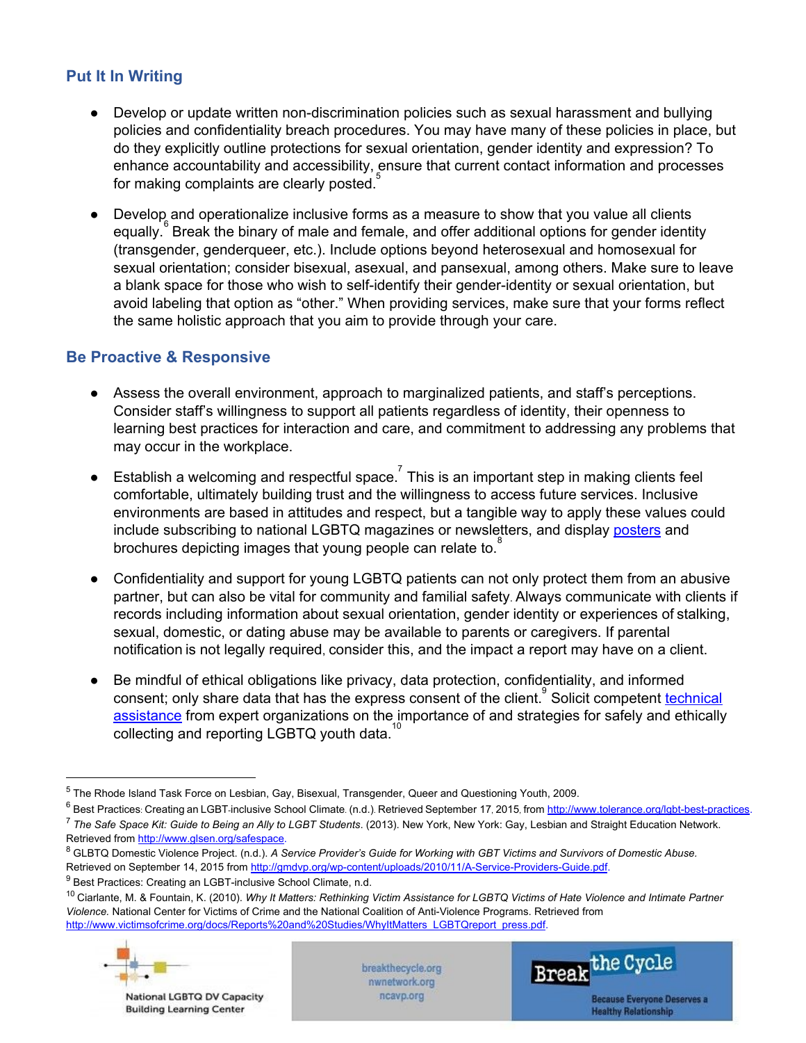## Put It In Writing

- Develop or update written non-discrimination policies such as sexual harassment and bullying policies and confidentiality breach procedures. You may have many of these policies in place, but do they explicitly outline protections for sexual orientation, gender identity and expression? To enhance accountability and accessibility, ensure that current contact information and processes for making complaints are clearly posted.[5]

- Develop and operationalize inclusive forms as a measure to show that you value all clients equally.[6] Break the binary of male and female, and offer additional options for gender identity (transgender, genderqueer, etc.). Include options beyond heterosexual and homosexual for sexual orientation; consider bisexual, asexual, and pansexual, among others. Make sure to leave a blank space for those who wish to self-identify their gender-identity or sexual orientation, but avoid labeling that option as "other." When providing services, make sure that your forms reflect the same holistic approach that you aim to provide through your care.

## Be Proactive & Responsive

- Assess the overall environment, approach to marginalized patients, and staff's perceptions. Consider staff's willingness to support all patients regardless of identity, their openness to learning best practices for interaction and care, and commitment to addressing any problems that may occur in the workplace.

- Establish a welcoming and respectful space.[7] This is an important step in making clients feel comfortable, ultimately building trust and the willingness to access future services. Inclusive environments are based in attitudes and respect, but a tangible way to apply these values could include subscribing to national LGBTQ magazines or newsletters, and display posters and brochures depicting images that young people can relate to.[8]

- Confidentiality and support for young LGBTQ patients can not only protect them from an abusive partner, but can also be vital for community and familial safety. Always communicate with clients if records including information about sexual orientation, gender identity or experiences of stalking, sexual, domestic, or dating abuse may be available to parents or caregivers. If parental notification is not legally required, consider this, and the impact a report may have on a client.

- Be mindful of ethical obligations like privacy, data protection, confidentiality, and informed consent; only share data that has the express consent of the client.[9] Solicit competent technical assistance from expert organizations on the importance of and strategies for safely and ethically collecting and reporting LGBTQ youth data.[10]

---

[5] The Rhode Island Task Force on Lesbian, Gay, Bisexual, Transgender, Queer and Questioning Youth, 2009.

[6] Best Practices: Creating an LGBT-inclusive School Climate. (n.d.). Retrieved September 17, 2015, from http://www.tolerance.org/lgbt-best-practices.

[7] *The Safe Space Kit: Guide to Being an Ally to LGBT Students*. (2013). New York, New York: Gay, Lesbian and Straight Education Network. Retrieved from http://www.glsen.org/safespace.

[8] GLBTQ Domestic Violence Project. (n.d.). *A Service Provider's Guide for Working with GBT Victims and Survivors of Domestic Abuse*. Retrieved on September 14, 2015 from http://gmdvp.org/wp-content/uploads/2010/11/A-Service-Providers-Guide.pdf.

[9] Best Practices: Creating an LGBT-inclusive School Climate, n.d.

[10] Ciarlante, M. & Fountain, K. (2010). *Why It Matters: Rethinking Victim Assistance for LGBTQ Victims of Hate Violence and Intimate Partner Violence.* National Center for Victims of Crime and the National Coalition of Anti-Violence Programs. Retrieved from http://www.victimsofcrime.org/docs/Reports%20and%20Studies/WhyItMatters_LGBTQreport_press.pdf.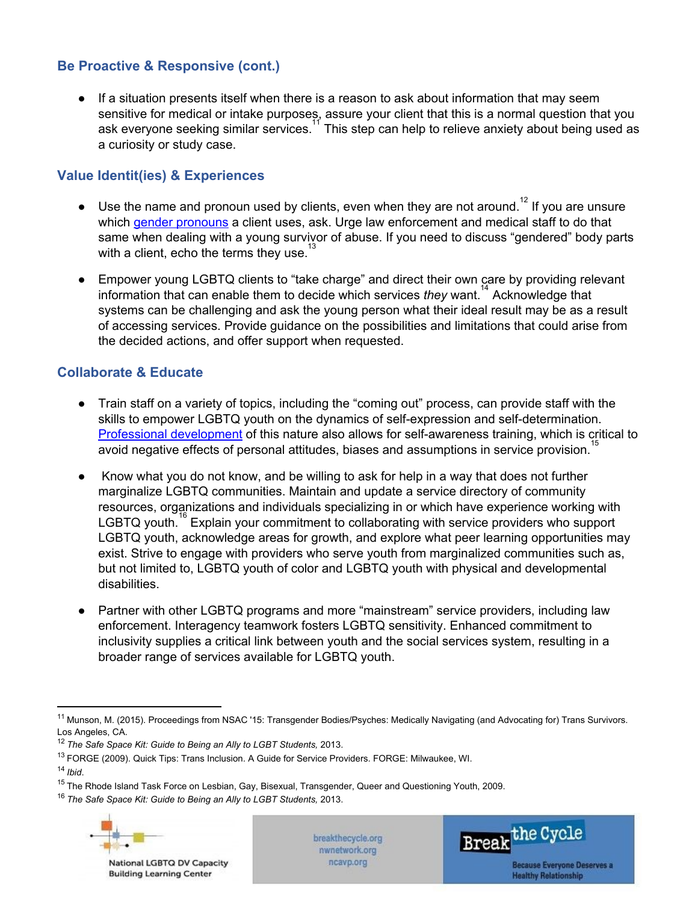## Be Proactive & Responsive (cont.)

- If a situation presents itself when there is a reason to ask about information that may seem sensitive for medical or intake purposes, assure your client that this is a normal question that you ask everyone seeking similar services.[11] This step can help to relieve anxiety about being used as a curiosity or study case.

## Value Identit(ies) & Experiences

- Use the name and pronoun used by clients, even when they are not around.[12] If you are unsure which gender pronouns a client uses, ask. Urge law enforcement and medical staff to do that same when dealing with a young survivor of abuse. If you need to discuss "gendered" body parts with a client, echo the terms they use.[13]

- Empower young LGBTQ clients to "take charge" and direct their own care by providing relevant information that can enable them to decide which services *they* want.[14] Acknowledge that systems can be challenging and ask the young person what their ideal result may be as a result of accessing services. Provide guidance on the possibilities and limitations that could arise from the decided actions, and offer support when requested.

## Collaborate & Educate

- Train staff on a variety of topics, including the "coming out" process, can provide staff with the skills to empower LGBTQ youth on the dynamics of self-expression and self-determination. Professional development of this nature also allows for self-awareness training, which is critical to avoid negative effects of personal attitudes, biases and assumptions in service provision.[15]

- Know what you do not know, and be willing to ask for help in a way that does not further marginalize LGBTQ communities. Maintain and update a service directory of community resources, organizations and individuals specializing in or which have experience working with LGBTQ youth.[16] Explain your commitment to collaborating with service providers who support LGBTQ youth, acknowledge areas for growth, and explore what peer learning opportunities may exist. Strive to engage with providers who serve youth from marginalized communities such as, but not limited to, LGBTQ youth of color and LGBTQ youth with physical and developmental disabilities.

- Partner with other LGBTQ programs and more "mainstream" service providers, including law enforcement. Interagency teamwork fosters LGBTQ sensitivity. Enhanced commitment to inclusivity supplies a critical link between youth and the social services system, resulting in a broader range of services available for LGBTQ youth.

---

[11] Munson, M. (2015). Proceedings from NSAC '15: Transgender Bodies/Psyches: Medically Navigating (and Advocating for) Trans Survivors. Los Angeles, CA.

[12] *The Safe Space Kit: Guide to Being an Ally to LGBT Students,* 2013.

[13] FORGE (2009). Quick Tips: Trans Inclusion. A Guide for Service Providers. FORGE: Milwaukee, WI.

[14] *Ibid*.

[15] The Rhode Island Task Force on Lesbian, Gay, Bisexual, Transgender, Queer and Questioning Youth, 2009.

[16] *The Safe Space Kit: Guide to Being an Ally to LGBT Students,* 2013.

National LGBTQ DV Capacity Building Learning Center

breakthecycle.org
nwnetwork.org
ncavp.org

Break the Cycle
Because Everyone Deserves a Healthy Relationship